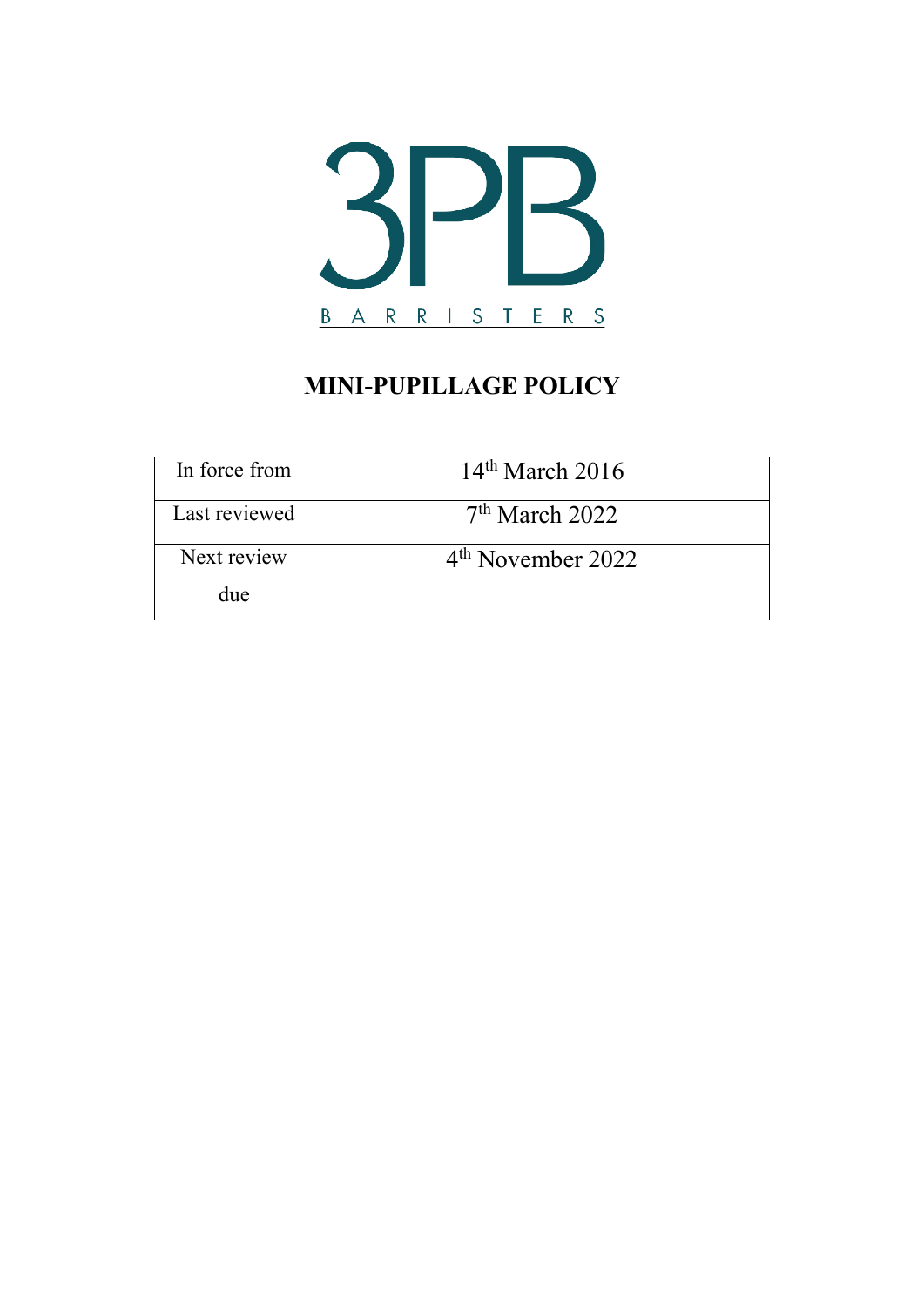3PB

BARRISTERS

# MINI-PUPILLAGE POLICY

| In force from | 14th March 2016 |
| --- | --- |
| Last reviewed | 7th March 2022 |
| Next review due | 4th November 2022 |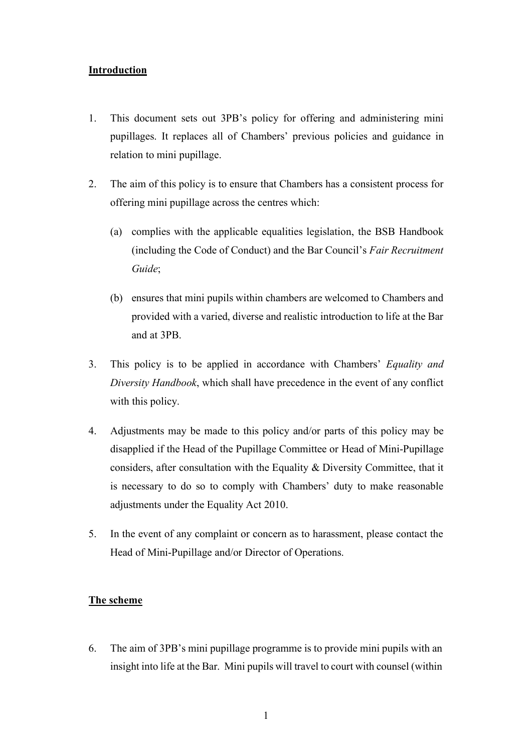## Introduction

1. This document sets out 3PB's policy for offering and administering mini pupillages. It replaces all of Chambers' previous policies and guidance in relation to mini pupillage.

2. The aim of this policy is to ensure that Chambers has a consistent process for offering mini pupillage across the centres which:

   (a) complies with the applicable equalities legislation, the BSB Handbook (including the Code of Conduct) and the Bar Council's *Fair Recruitment Guide*;

   (b) ensures that mini pupils within chambers are welcomed to Chambers and provided with a varied, diverse and realistic introduction to life at the Bar and at 3PB.

3. This policy is to be applied in accordance with Chambers' *Equality and Diversity Handbook*, which shall have precedence in the event of any conflict with this policy.

4. Adjustments may be made to this policy and/or parts of this policy may be disapplied if the Head of the Pupillage Committee or Head of Mini-Pupillage considers, after consultation with the Equality & Diversity Committee, that it is necessary to do so to comply with Chambers' duty to make reasonable adjustments under the Equality Act 2010.

5. In the event of any complaint or concern as to harassment, please contact the Head of Mini-Pupillage and/or Director of Operations.

## The scheme

6. The aim of 3PB's mini pupillage programme is to provide mini pupils with an insight into life at the Bar. Mini pupils will travel to court with counsel (within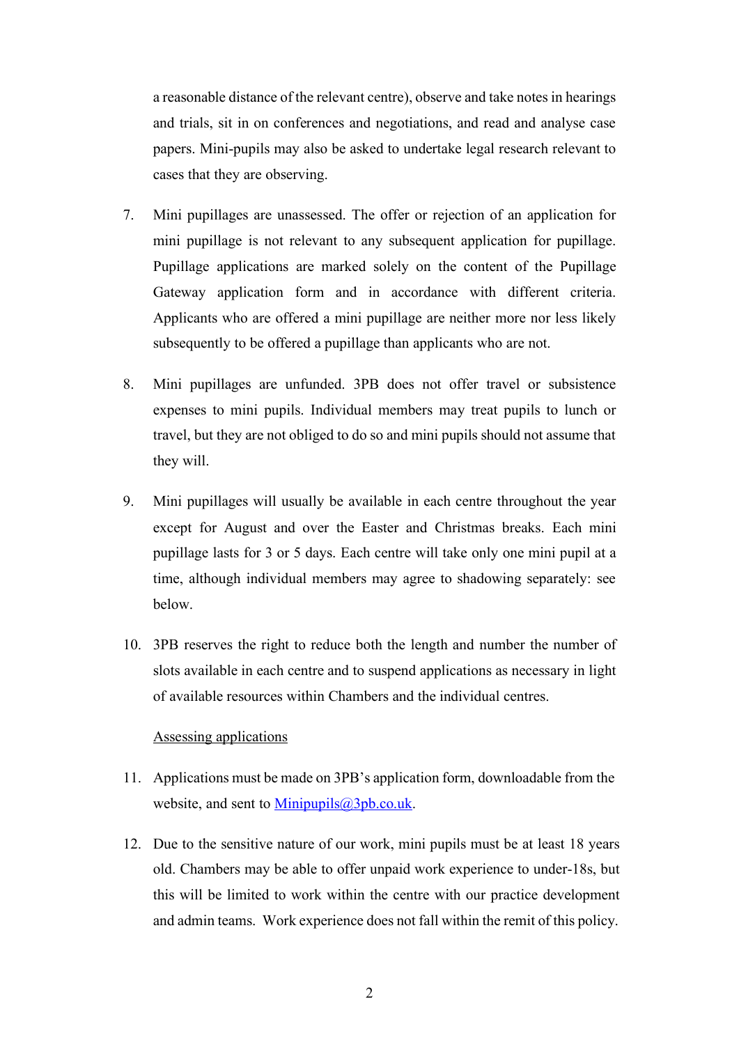a reasonable distance of the relevant centre), observe and take notes in hearings and trials, sit in on conferences and negotiations, and read and analyse case papers. Mini-pupils may also be asked to undertake legal research relevant to cases that they are observing.

7. Mini pupillages are unassessed. The offer or rejection of an application for mini pupillage is not relevant to any subsequent application for pupillage. Pupillage applications are marked solely on the content of the Pupillage Gateway application form and in accordance with different criteria. Applicants who are offered a mini pupillage are neither more nor less likely subsequently to be offered a pupillage than applicants who are not.

8. Mini pupillages are unfunded. 3PB does not offer travel or subsistence expenses to mini pupils. Individual members may treat pupils to lunch or travel, but they are not obliged to do so and mini pupils should not assume that they will.

9. Mini pupillages will usually be available in each centre throughout the year except for August and over the Easter and Christmas breaks. Each mini pupillage lasts for 3 or 5 days. Each centre will take only one mini pupil at a time, although individual members may agree to shadowing separately: see below.

10. 3PB reserves the right to reduce both the length and number the number of slots available in each centre and to suspend applications as necessary in light of available resources within Chambers and the individual centres.

<u>Assessing applications</u>

11. Applications must be made on 3PB's application form, downloadable from the website, and sent to [Minipupils@3pb.co.uk](mailto:Minipupils@3pb.co.uk).

12. Due to the sensitive nature of our work, mini pupils must be at least 18 years old. Chambers may be able to offer unpaid work experience to under-18s, but this will be limited to work within the centre with our practice development and admin teams. Work experience does not fall within the remit of this policy.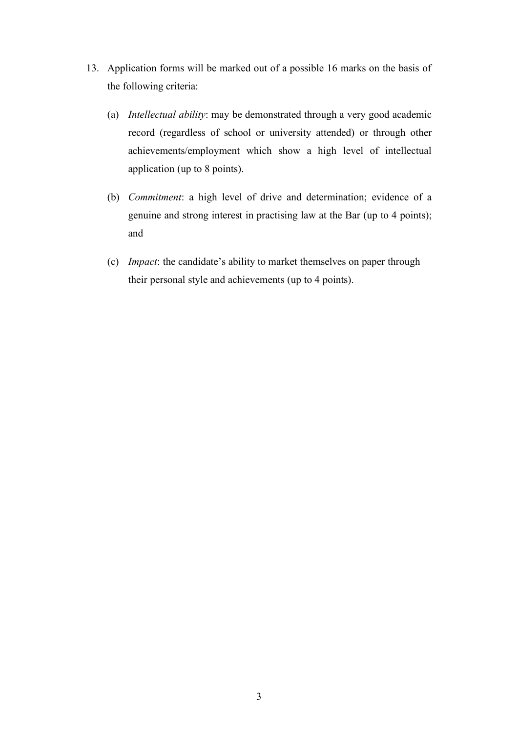13. Application forms will be marked out of a possible 16 marks on the basis of the following criteria:

    (a) *Intellectual ability*: may be demonstrated through a very good academic record (regardless of school or university attended) or through other achievements/employment which show a high level of intellectual application (up to 8 points).

    (b) *Commitment*: a high level of drive and determination; evidence of a genuine and strong interest in practising law at the Bar (up to 4 points); and

    (c) *Impact*: the candidate's ability to market themselves on paper through their personal style and achievements (up to 4 points).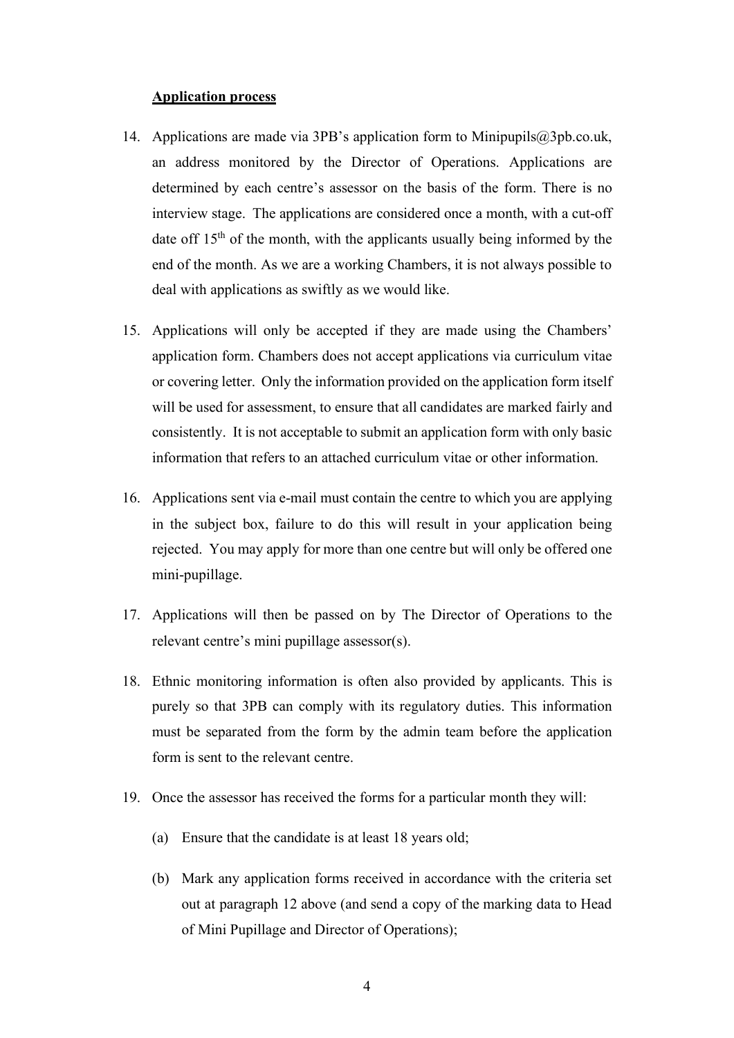**Application process**

14. Applications are made via 3PB's application form to Minipupils@3pb.co.uk, an address monitored by the Director of Operations. Applications are determined by each centre's assessor on the basis of the form. There is no interview stage. The applications are considered once a month, with a cut-off date off 15th of the month, with the applicants usually being informed by the end of the month. As we are a working Chambers, it is not always possible to deal with applications as swiftly as we would like.

15. Applications will only be accepted if they are made using the Chambers' application form. Chambers does not accept applications via curriculum vitae or covering letter. Only the information provided on the application form itself will be used for assessment, to ensure that all candidates are marked fairly and consistently. It is not acceptable to submit an application form with only basic information that refers to an attached curriculum vitae or other information.

16. Applications sent via e-mail must contain the centre to which you are applying in the subject box, failure to do this will result in your application being rejected. You may apply for more than one centre but will only be offered one mini-pupillage.

17. Applications will then be passed on by The Director of Operations to the relevant centre's mini pupillage assessor(s).

18. Ethnic monitoring information is often also provided by applicants. This is purely so that 3PB can comply with its regulatory duties. This information must be separated from the form by the admin team before the application form is sent to the relevant centre.

19. Once the assessor has received the forms for a particular month they will:

    (a) Ensure that the candidate is at least 18 years old;

    (b) Mark any application forms received in accordance with the criteria set out at paragraph 12 above (and send a copy of the marking data to Head of Mini Pupillage and Director of Operations);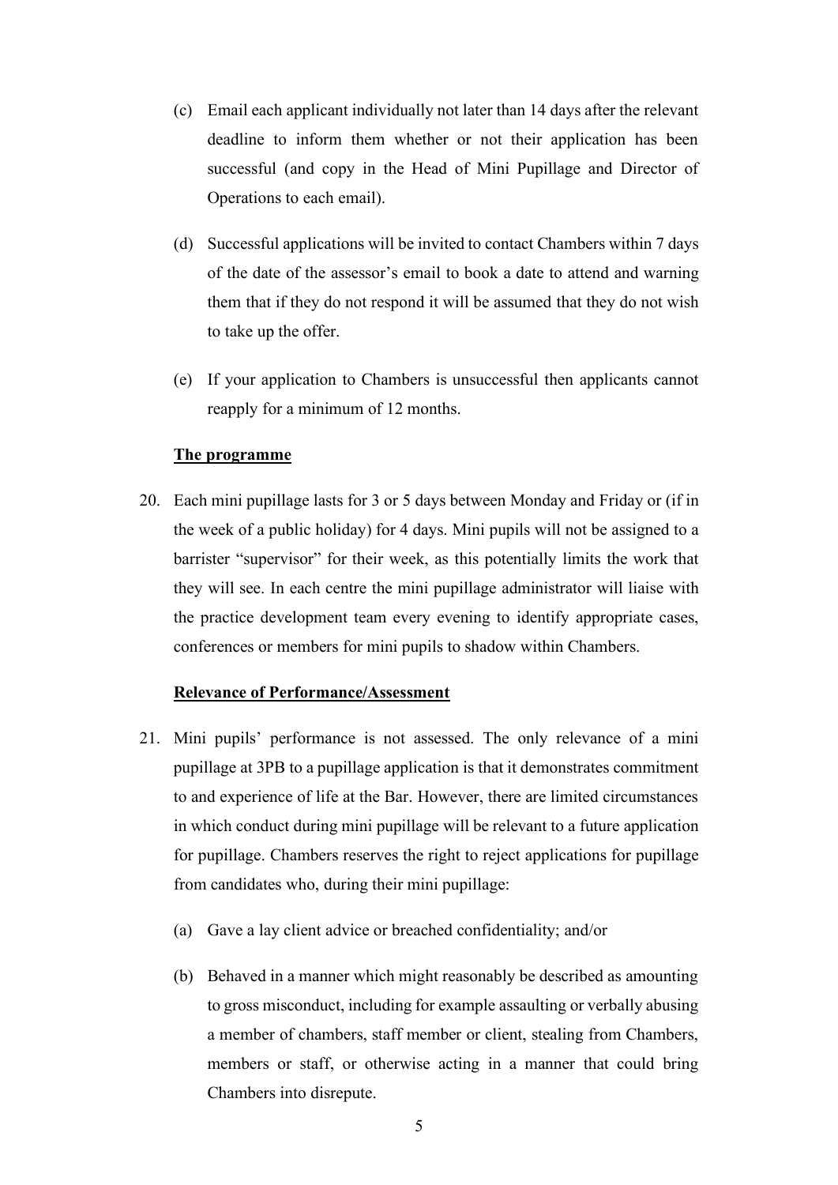(c) Email each applicant individually not later than 14 days after the relevant deadline to inform them whether or not their application has been successful (and copy in the Head of Mini Pupillage and Director of Operations to each email).

(d) Successful applications will be invited to contact Chambers within 7 days of the date of the assessor's email to book a date to attend and warning them that if they do not respond it will be assumed that they do not wish to take up the offer.

(e) If your application to Chambers is unsuccessful then applicants cannot reapply for a minimum of 12 months.

**The programme**

20. Each mini pupillage lasts for 3 or 5 days between Monday and Friday or (if in the week of a public holiday) for 4 days. Mini pupils will not be assigned to a barrister "supervisor" for their week, as this potentially limits the work that they will see. In each centre the mini pupillage administrator will liaise with the practice development team every evening to identify appropriate cases, conferences or members for mini pupils to shadow within Chambers.

**Relevance of Performance/Assessment**

21. Mini pupils' performance is not assessed. The only relevance of a mini pupillage at 3PB to a pupillage application is that it demonstrates commitment to and experience of life at the Bar. However, there are limited circumstances in which conduct during mini pupillage will be relevant to a future application for pupillage. Chambers reserves the right to reject applications for pupillage from candidates who, during their mini pupillage:

    (a) Gave a lay client advice or breached confidentiality; and/or

    (b) Behaved in a manner which might reasonably be described as amounting to gross misconduct, including for example assaulting or verbally abusing a member of chambers, staff member or client, stealing from Chambers, members or staff, or otherwise acting in a manner that could bring Chambers into disrepute.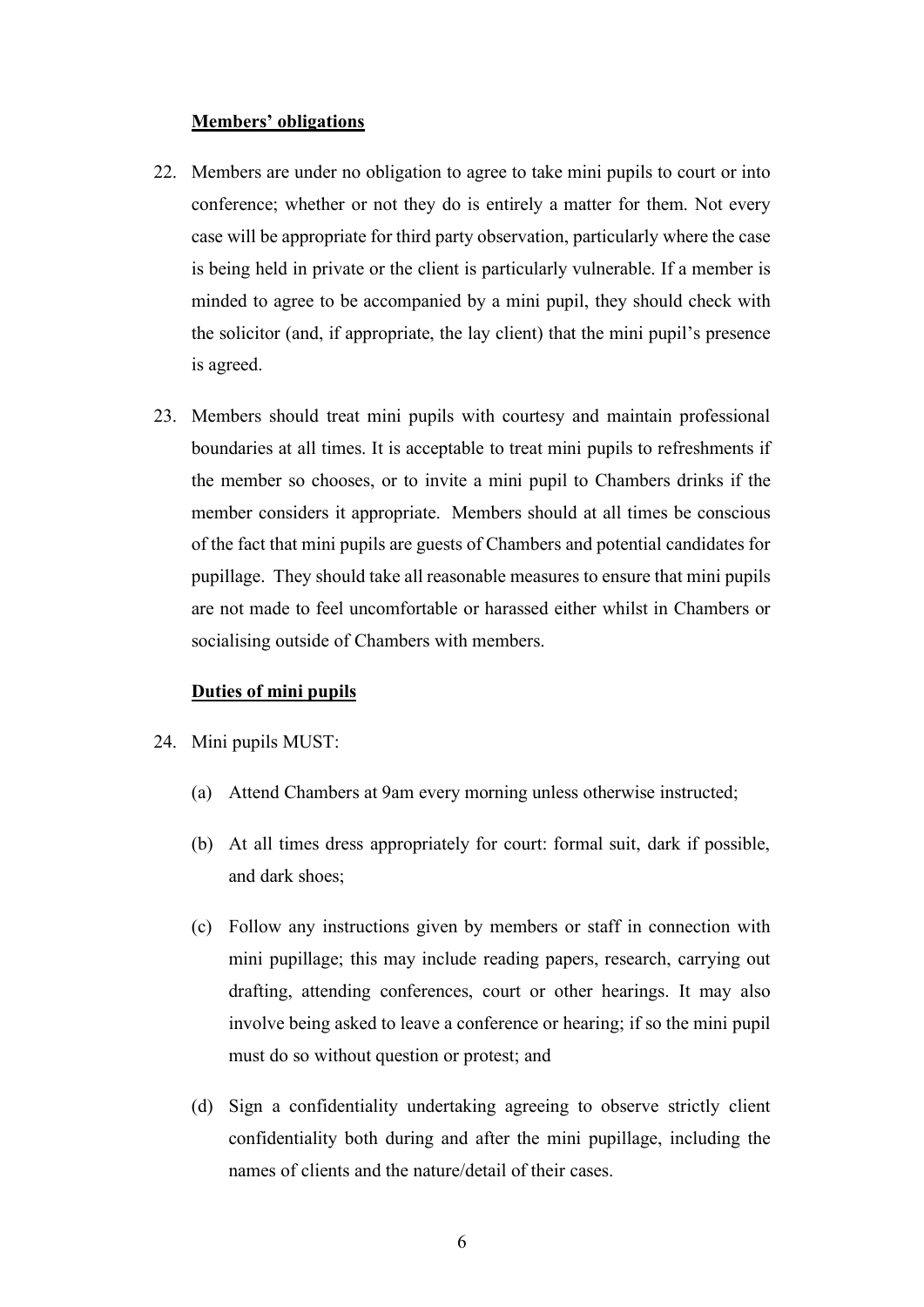**Members' obligations**

22. Members are under no obligation to agree to take mini pupils to court or into conference; whether or not they do is entirely a matter for them. Not every case will be appropriate for third party observation, particularly where the case is being held in private or the client is particularly vulnerable. If a member is minded to agree to be accompanied by a mini pupil, they should check with the solicitor (and, if appropriate, the lay client) that the mini pupil's presence is agreed.

23. Members should treat mini pupils with courtesy and maintain professional boundaries at all times. It is acceptable to treat mini pupils to refreshments if the member so chooses, or to invite a mini pupil to Chambers drinks if the member considers it appropriate. Members should at all times be conscious of the fact that mini pupils are guests of Chambers and potential candidates for pupillage. They should take all reasonable measures to ensure that mini pupils are not made to feel uncomfortable or harassed either whilst in Chambers or socialising outside of Chambers with members.

**Duties of mini pupils**

24. Mini pupils MUST:

    (a) Attend Chambers at 9am every morning unless otherwise instructed;

    (b) At all times dress appropriately for court: formal suit, dark if possible, and dark shoes;

    (c) Follow any instructions given by members or staff in connection with mini pupillage; this may include reading papers, research, carrying out drafting, attending conferences, court or other hearings. It may also involve being asked to leave a conference or hearing; if so the mini pupil must do so without question or protest; and

    (d) Sign a confidentiality undertaking agreeing to observe strictly client confidentiality both during and after the mini pupillage, including the names of clients and the nature/detail of their cases.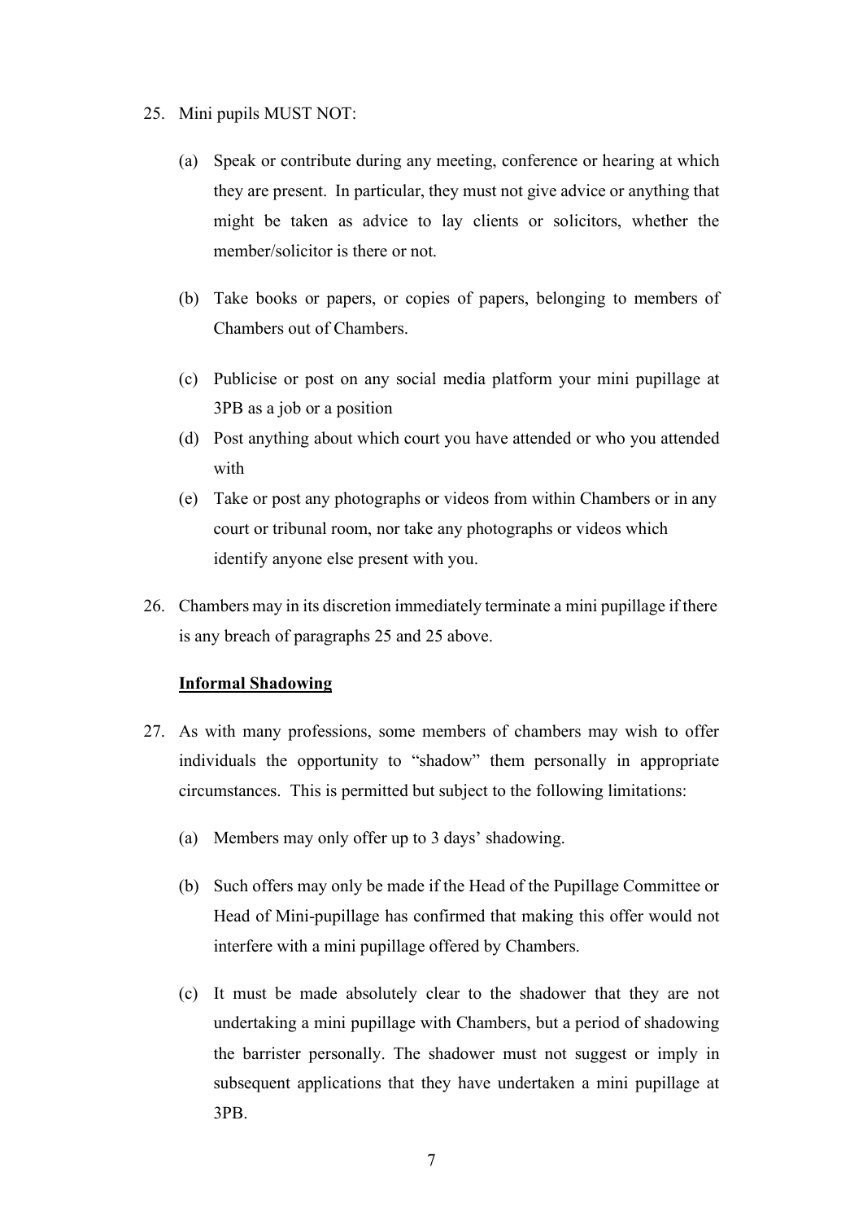25. Mini pupils MUST NOT:

    (a) Speak or contribute during any meeting, conference or hearing at which they are present. In particular, they must not give advice or anything that might be taken as advice to lay clients or solicitors, whether the member/solicitor is there or not.

    (b) Take books or papers, or copies of papers, belonging to members of Chambers out of Chambers.

    (c) Publicise or post on any social media platform your mini pupillage at 3PB as a job or a position

    (d) Post anything about which court you have attended or who you attended with

    (e) Take or post any photographs or videos from within Chambers or in any court or tribunal room, nor take any photographs or videos which identify anyone else present with you.

26. Chambers may in its discretion immediately terminate a mini pupillage if there is any breach of paragraphs 25 and 25 above.

**Informal Shadowing**

27. As with many professions, some members of chambers may wish to offer individuals the opportunity to "shadow" them personally in appropriate circumstances. This is permitted but subject to the following limitations:

    (a) Members may only offer up to 3 days' shadowing.

    (b) Such offers may only be made if the Head of the Pupillage Committee or Head of Mini-pupillage has confirmed that making this offer would not interfere with a mini pupillage offered by Chambers.

    (c) It must be made absolutely clear to the shadower that they are not undertaking a mini pupillage with Chambers, but a period of shadowing the barrister personally. The shadower must not suggest or imply in subsequent applications that they have undertaken a mini pupillage at 3PB.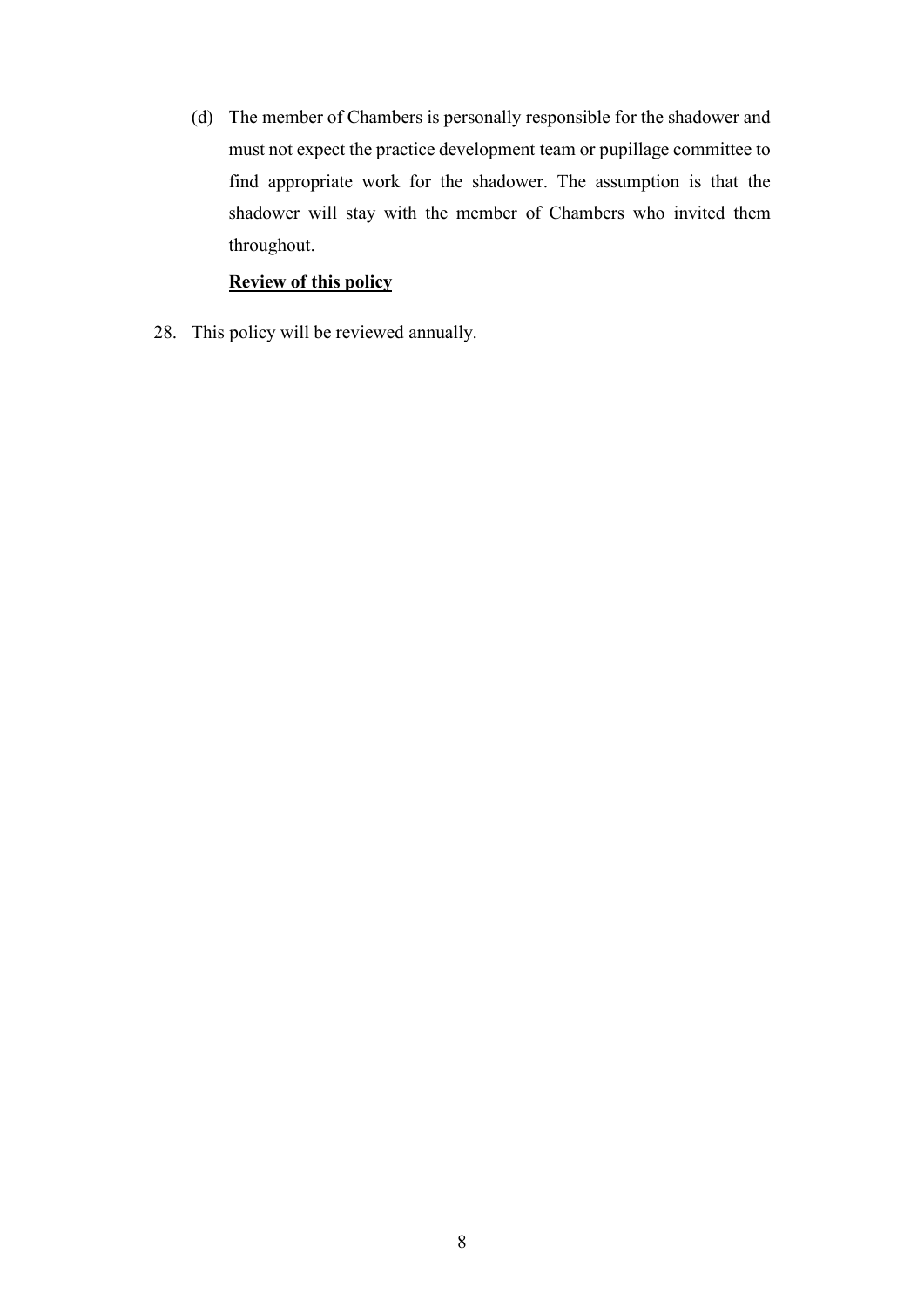(d) The member of Chambers is personally responsible for the shadower and must not expect the practice development team or pupillage committee to find appropriate work for the shadower. The assumption is that the shadower will stay with the member of Chambers who invited them throughout.

**Review of this policy**

28. This policy will be reviewed annually.